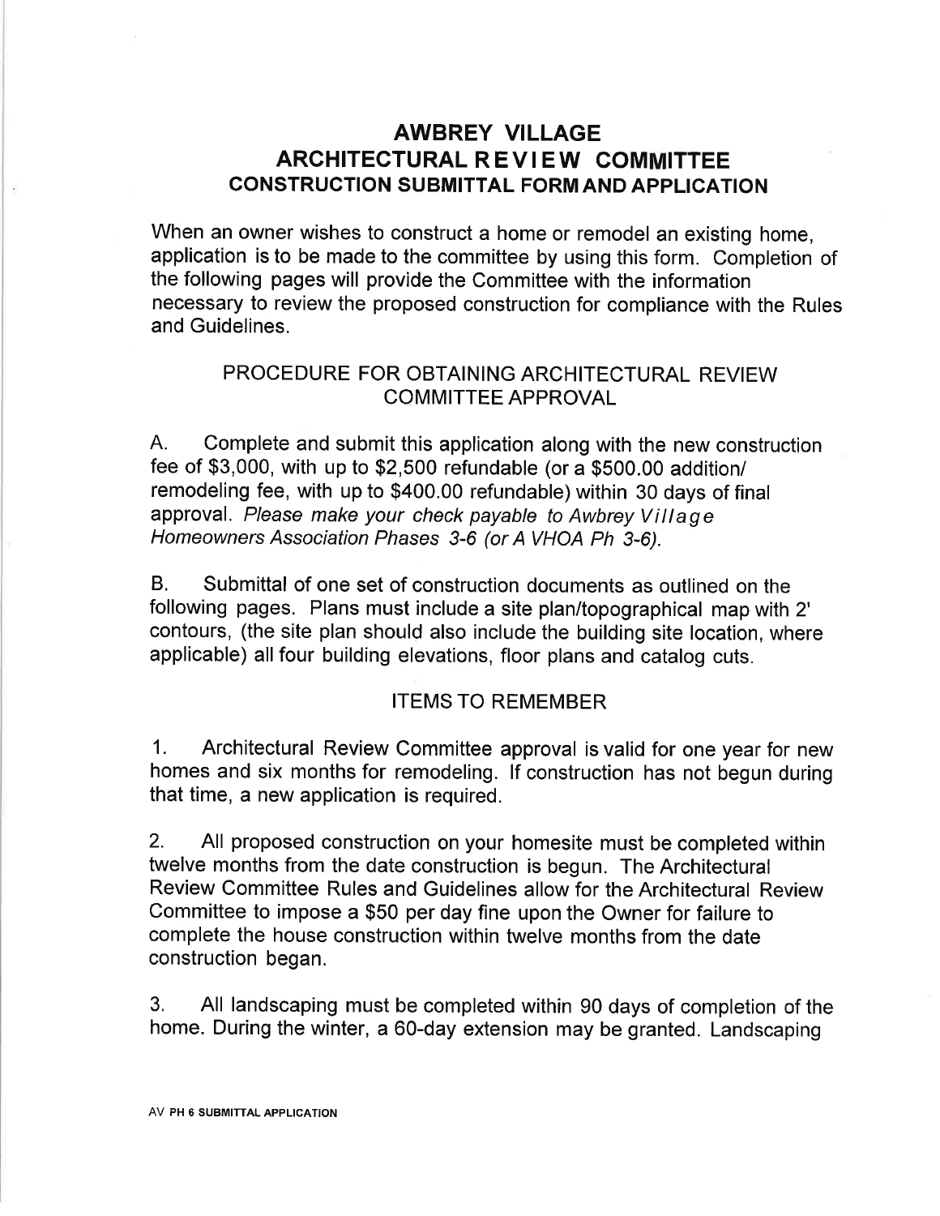# AWBREY VILLAGE
# ARCHITECTURAL REVIEW COMMITTEE
## CONSTRUCTION SUBMITTAL FORM AND APPLICATION

When an owner wishes to construct a home or remodel an existing home, application is to be made to the committee by using this form. Completion of the following pages will provide the Committee with the information necessary to review the proposed construction for compliance with the Rules and Guidelines.

### PROCEDURE FOR OBTAINING ARCHITECTURAL REVIEW COMMITTEE APPROVAL

A. Complete and submit this application along with the new construction fee of $3,000, with up to $2,500 refundable (or a $500.00 addition/ remodeling fee, with up to $400.00 refundable) within 30 days of final approval. *Please make your check payable to Awbrey Village Homeowners Association Phases 3-6 (or A VHOA Ph 3-6).*

B. Submittal of one set of construction documents as outlined on the following pages. Plans must include a site plan/topographical map with 2' contours, (the site plan should also include the building site location, where applicable) all four building elevations, floor plans and catalog cuts.

### ITEMS TO REMEMBER

1. Architectural Review Committee approval is valid for one year for new homes and six months for remodeling. If construction has not begun during that time, a new application is required.

2. All proposed construction on your homesite must be completed within twelve months from the date construction is begun. The Architectural Review Committee Rules and Guidelines allow for the Architectural Review Committee to impose a $50 per day fine upon the Owner for failure to complete the house construction within twelve months from the date construction began.

3. All landscaping must be completed within 90 days of completion of the home. During the winter, a 60-day extension may be granted. Landscaping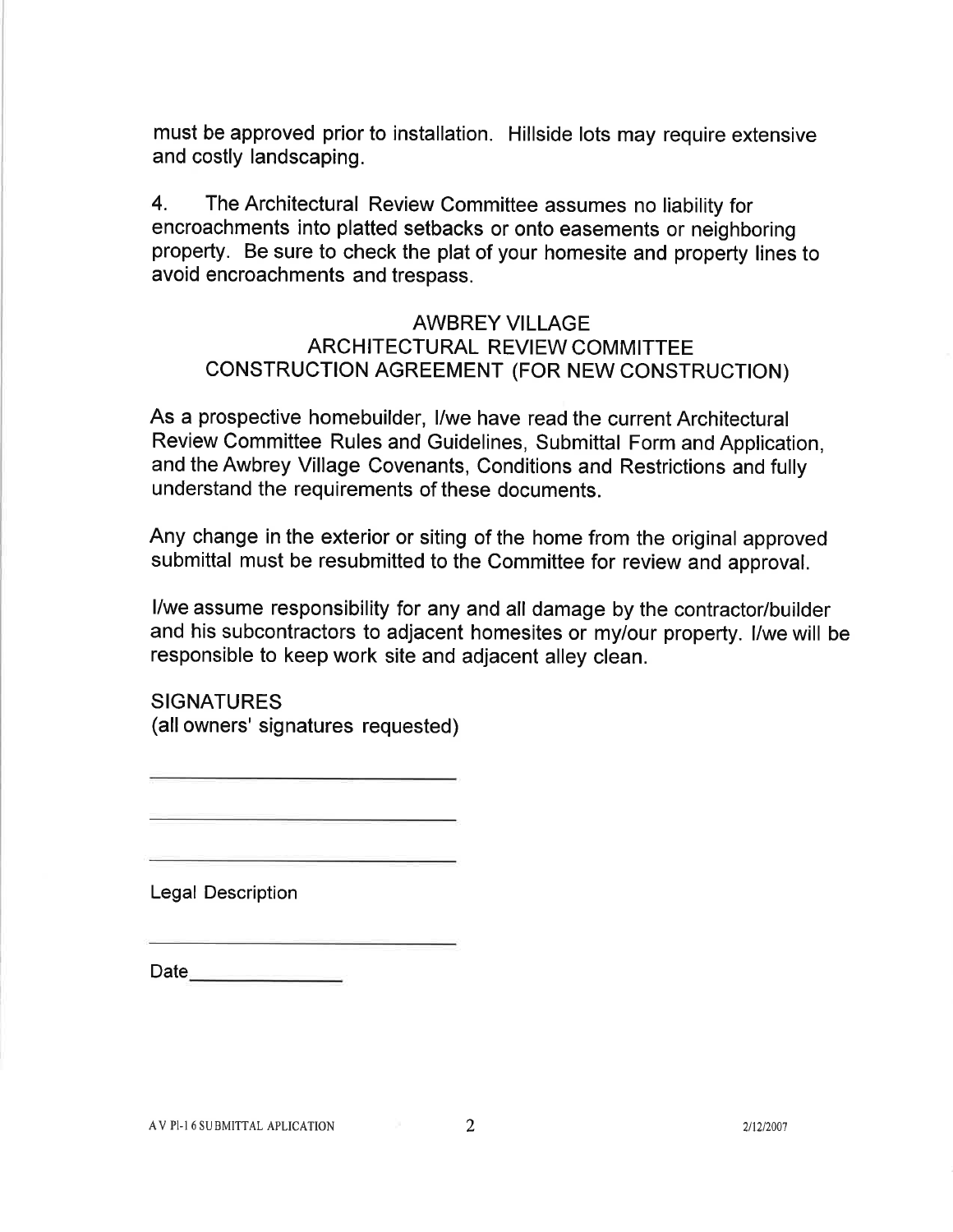must be approved prior to installation. Hillside lots may require extensive and costly landscaping.

4. The Architectural Review Committee assumes no liability for encroachments into platted setbacks or onto easements or neighboring property. Be sure to check the plat of your homesite and property lines to avoid encroachments and trespass.

## AWBREY VILLAGE
## ARCHITECTURAL REVIEW COMMITTEE
## CONSTRUCTION AGREEMENT (FOR NEW CONSTRUCTION)

As a prospective homebuilder, I/we have read the current Architectural Review Committee Rules and Guidelines, Submittal Form and Application, and the Awbrey Village Covenants, Conditions and Restrictions and fully understand the requirements of these documents.

Any change in the exterior or siting of the home from the original approved submittal must be resubmitted to the Committee for review and approval.

I/we assume responsibility for any and all damage by the contractor/builder and his subcontractors to adjacent homesites or my/our property. I/we will be responsible to keep work site and adjacent alley clean.

SIGNATURES
(all owners' signatures requested)

______________________________

______________________________

______________________________

Legal Description

______________________________

Date_______________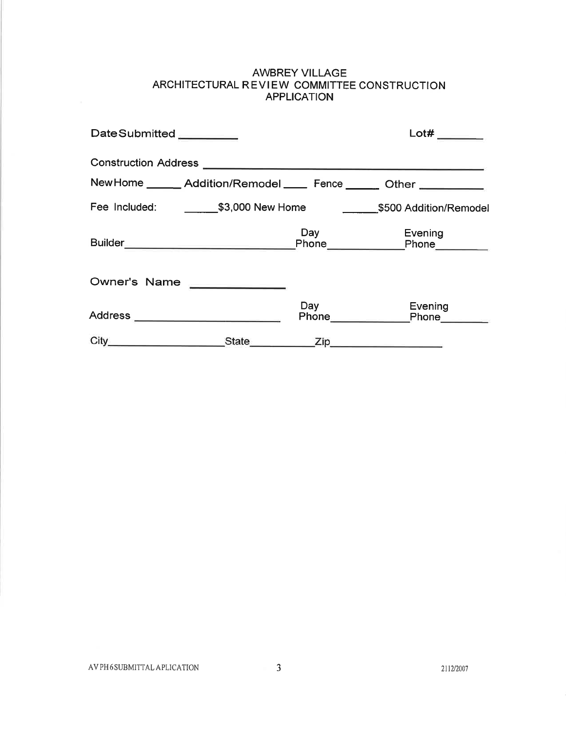# AWBREY VILLAGE
## ARCHITECTURAL REVIEW COMMITTEE CONSTRUCTION APPLICATION

Date Submitted _________ Lot# _______

Construction Address ______________________________________________

New Home ______ Addition/Remodel ____ Fence ______ Other __________

Fee Included: ______$3,000 New Home ______$500 Addition/Remodel

Builder ____________________________ Day Phone ____________ Evening Phone _________

Owner's Name ______________

Address ________________________ Day Phone ____________ Evening Phone ________

City ___________________ State __________ Zip __________________

AV PH 6 SUBMITTAL APLICATION 2112/2007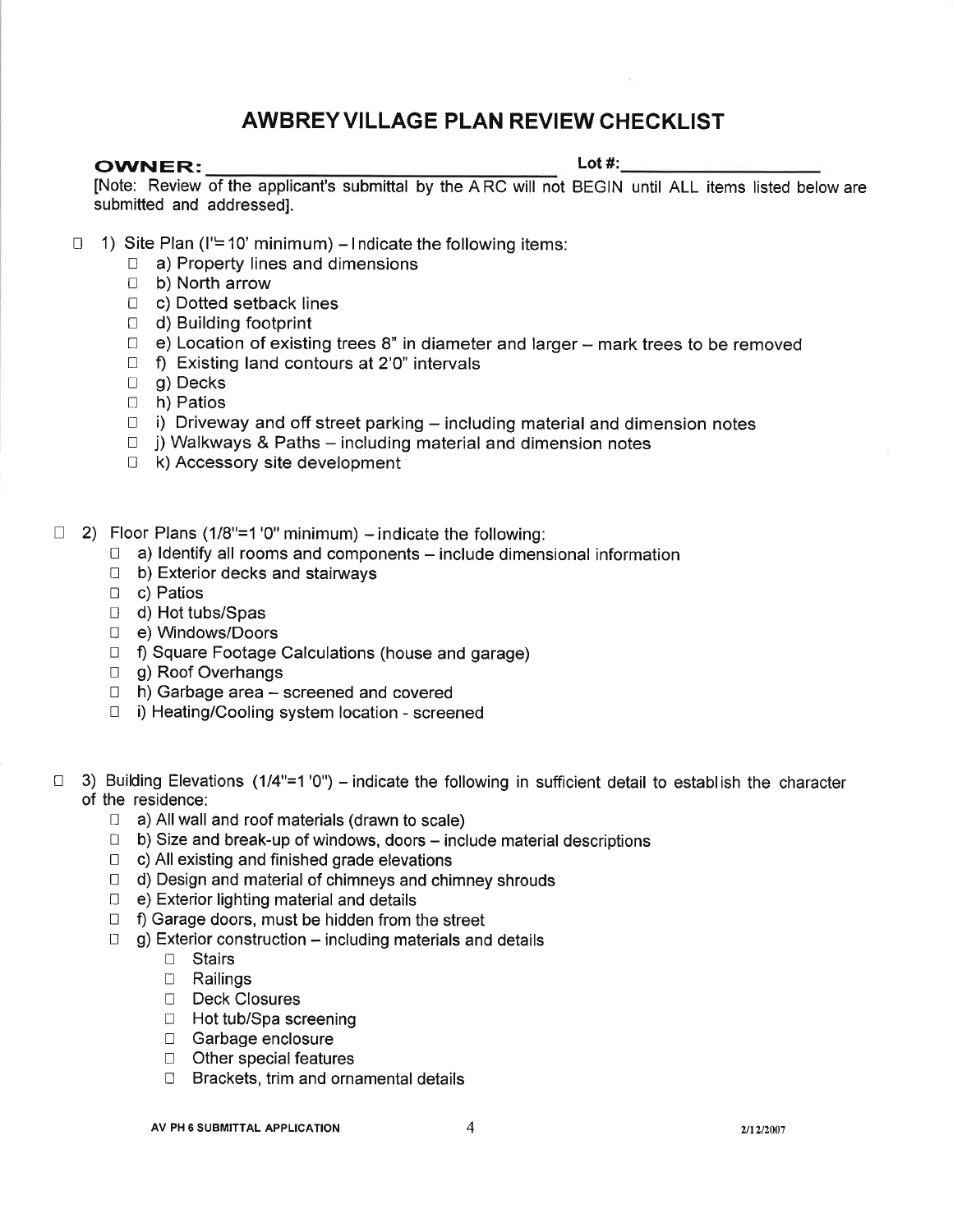# AWBREY VILLAGE PLAN REVIEW CHECKLIST

**OWNER:** ______________________________ **Lot #:** ________________

[Note: Review of the applicant's submittal by the ARC will not BEGIN until ALL items listed below are submitted and addressed].

- ☐ 1) Site Plan (1"=10' minimum) – Indicate the following items:
  - ☐ a) Property lines and dimensions
  - ☐ b) North arrow
  - ☐ c) Dotted setback lines
  - ☐ d) Building footprint
  - ☐ e) Location of existing trees 8" in diameter and larger – mark trees to be removed
  - ☐ f) Existing land contours at 2'0" intervals
  - ☐ g) Decks
  - ☐ h) Patios
  - ☐ i) Driveway and off street parking – including material and dimension notes
  - ☐ j) Walkways & Paths – including material and dimension notes
  - ☐ k) Accessory site development

- ☐ 2) Floor Plans (1/8"=1'0" minimum) – indicate the following:
  - ☐ a) Identify all rooms and components – include dimensional information
  - ☐ b) Exterior decks and stairways
  - ☐ c) Patios
  - ☐ d) Hot tubs/Spas
  - ☐ e) Windows/Doors
  - ☐ f) Square Footage Calculations (house and garage)
  - ☐ g) Roof Overhangs
  - ☐ h) Garbage area – screened and covered
  - ☐ i) Heating/Cooling system location - screened

- ☐ 3) Building Elevations (1/4"=1'0") – indicate the following in sufficient detail to establish the character of the residence:
  - ☐ a) All wall and roof materials (drawn to scale)
  - ☐ b) Size and break-up of windows, doors – include material descriptions
  - ☐ c) All existing and finished grade elevations
  - ☐ d) Design and material of chimneys and chimney shrouds
  - ☐ e) Exterior lighting material and details
  - ☐ f) Garage doors, must be hidden from the street
  - ☐ g) Exterior construction – including materials and details
    - ☐ Stairs
    - ☐ Railings
    - ☐ Deck Closures
    - ☐ Hot tub/Spa screening
    - ☐ Garbage enclosure
    - ☐ Other special features
    - ☐ Brackets, trim and ornamental details

AV PH 6 SUBMITTAL APPLICATION 2/12/2007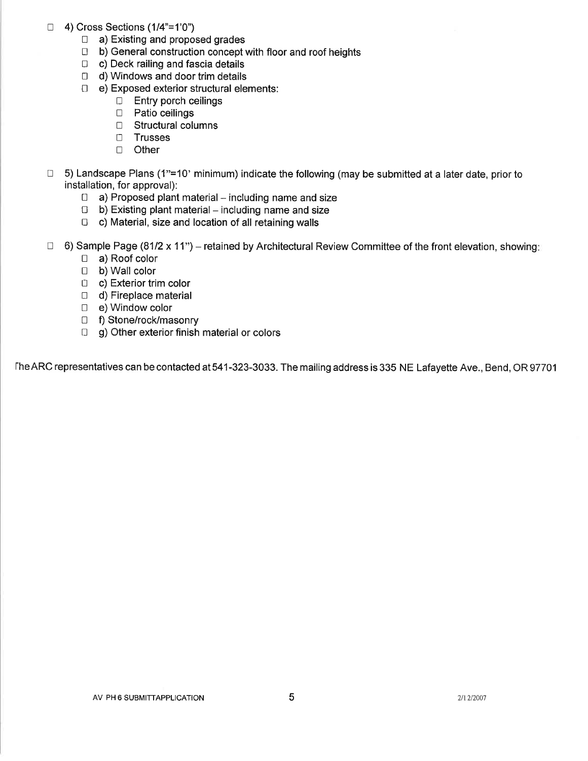- ☐ 4) Cross Sections (1/4"=1'0")
  - ☐ a) Existing and proposed grades
  - ☐ b) General construction concept with floor and roof heights
  - ☐ c) Deck railing and fascia details
  - ☐ d) Windows and door trim details
  - ☐ e) Exposed exterior structural elements:
    - ☐ Entry porch ceilings
    - ☐ Patio ceilings
    - ☐ Structural columns
    - ☐ Trusses
    - ☐ Other

- ☐ 5) Landscape Plans (1"=10' minimum) indicate the following (may be submitted at a later date, prior to installation, for approval):
  - ☐ a) Proposed plant material – including name and size
  - ☐ b) Existing plant material – including name and size
  - ☐ c) Material, size and location of all retaining walls

- ☐ 6) Sample Page (81/2 x 11") – retained by Architectural Review Committee of the front elevation, showing:
  - ☐ a) Roof color
  - ☐ b) Wall color
  - ☐ c) Exterior trim color
  - ☐ d) Fireplace material
  - ☐ e) Window color
  - ☐ f) Stone/rock/masonry
  - ☐ g) Other exterior finish material or colors

The ARC representatives can be contacted at 541-323-3033. The mailing address is 335 NE Lafayette Ave., Bend, OR 97701

AV PH 6 SUBMITTAPPLICATION 2/12/2007